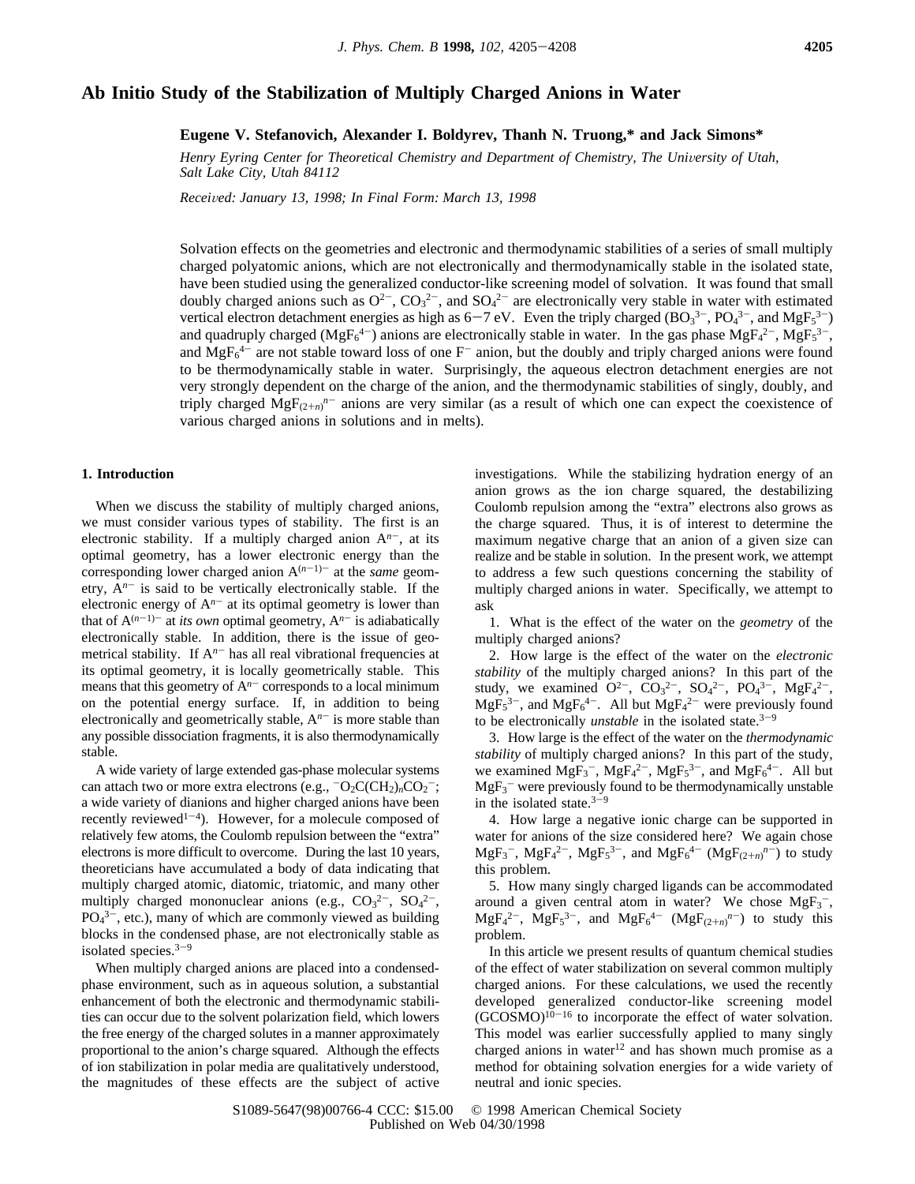# Ab Initio Study of the Stabilization of Multiply Charged Anions in Water

**Eugene V. Stefanovich, Alexander I. Boldyrev, Thanh N. Truong,\* and Jack Simons\***

*Henry Eyring Center for Theoretical Chemistry and Department of Chemistry, The University of Utah, Salt Lake City, Utah 84112*

*Received: January 13, 1998; In Final Form: March 13, 1998*

Solvation effects on the geometries and electronic and thermodynamic stabilities of a series of small multiply charged polyatomic anions, which are not electronically and thermodynamically stable in the isolated state, have been studied using the generalized conductor-like screening model of solvation. It was found that small doubly charged anions such as $O^{2-}$, $CO_3^{2-}$, and $SO_4^{2-}$ are electronically very stable in water with estimated vertical electron detachment energies as high as 6−7 eV. Even the triply charged ($BO_3^{3-}$, $PO_4^{3-}$, and $MgF_5^{3-}$) and quadruply charged ($MgF_6^{4-}$) anions are electronically stable in water. In the gas phase $MgF_4^{2-}$, $MgF_5^{3-}$, and $MgF_6^{4-}$ are not stable toward loss of one $F^-$ anion, but the doubly and triply charged anions were found to be thermodynamically stable in water. Surprisingly, the aqueous electron detachment energies are not very strongly dependent on the charge of the anion, and the thermodynamic stabilities of singly, doubly, and triply charged $MgF_{(2+n)}{}^{n-}$ anions are very similar (as a result of which one can expect the coexistence of various charged anions in solutions and in melts).

## 1. Introduction

When we discuss the stability of multiply charged anions, we must consider various types of stability. The first is an electronic stability. If a multiply charged anion $A^{n-}$, at its optimal geometry, has a lower electronic energy than the corresponding lower charged anion $A^{(n-1)-}$ at the *same* geometry, $A^{n-}$ is said to be vertically electronically stable. If the electronic energy of $A^{n-}$ at its optimal geometry is lower than that of $A^{(n-1)-}$ at *its own* optimal geometry, $A^{n-}$ is adiabatically electronically stable. In addition, there is the issue of geometrical stability. If $A^{n-}$ has all real vibrational frequencies at its optimal geometry, it is locally geometrically stable. This means that this geometry of $A^{n-}$ corresponds to a local minimum on the potential energy surface. If, in addition to being electronically and geometrically stable, $A^{n-}$ is more stable than any possible dissociation fragments, it is also thermodynamically stable.

A wide variety of large extended gas-phase molecular systems can attach two or more extra electrons (e.g., $^-O_2C(CH_2)_nCO_2{}^-$; a wide variety of dianions and higher charged anions have been recently reviewed[1−4]). However, for a molecule composed of relatively few atoms, the Coulomb repulsion between the "extra" electrons is more difficult to overcome. During the last 10 years, theoreticians have accumulated a body of data indicating that multiply charged atomic, diatomic, triatomic, and many other multiply charged mononuclear anions (e.g., $CO_3^{2-}$, $SO_4^{2-}$, $PO_4^{3-}$, etc.), many of which are commonly viewed as building blocks in the condensed phase, are not electronically stable as isolated species.[3−9]

When multiply charged anions are placed into a condensed-phase environment, such as in aqueous solution, a substantial enhancement of both the electronic and thermodynamic stabilities can occur due to the solvent polarization field, which lowers the free energy of the charged solutes in a manner approximately proportional to the anion's charge squared. Although the effects of ion stabilization in polar media are qualitatively understood, the magnitudes of these effects are the subject of active investigations. While the stabilizing hydration energy of an anion grows as the ion charge squared, the destabilizing Coulomb repulsion among the "extra" electrons also grows as the charge squared. Thus, it is of interest to determine the maximum negative charge that an anion of a given size can realize and be stable in solution. In the present work, we attempt to address a few such questions concerning the stability of multiply charged anions in water. Specifically, we attempt to ask

1. What is the effect of the water on the *geometry* of the multiply charged anions?

2. How large is the effect of the water on the *electronic stability* of the multiply charged anions? In this part of the study, we examined $O^{2-}$, $CO_3^{2-}$, $SO_4^{2-}$, $PO_4^{3-}$, $MgF_4^{2-}$, $MgF_5^{3-}$, and $MgF_6^{4-}$. All but $MgF_4^{2-}$ were previously found to be electronically *unstable* in the isolated state.[3−9]

3. How large is the effect of the water on the *thermodynamic stability* of multiply charged anions? In this part of the study, we examined $MgF_3^-$, $MgF_4^{2-}$, $MgF_5^{3-}$, and $MgF_6^{4-}$. All but $MgF_3^-$ were previously found to be thermodynamically unstable in the isolated state.[3−9]

4. How large a negative ionic charge can be supported in water for anions of the size considered here? We again chose $MgF_3^-$, $MgF_4^{2-}$, $MgF_5^{3-}$, and $MgF_6^{4-}$ ($MgF_{(2+n)}{}^{n-}$) to study this problem.

5. How many singly charged ligands can be accommodated around a given central atom in water? We chose $MgF_3^-$, $MgF_4^{2-}$, $MgF_5^{3-}$, and $MgF_6^{4-}$ ($MgF_{(2+n)}{}^{n-}$) to study this problem.

In this article we present results of quantum chemical studies of the effect of water stabilization on several common multiply charged anions. For these calculations, we used the recently developed generalized conductor-like screening model (GCOSMO)[10−16] to incorporate the effect of water solvation. This model was earlier successfully applied to many singly charged anions in water[12] and has shown much promise as a method for obtaining solvation energies for a wide variety of neutral and ionic species.

S1089-5647(98)00766-4 CCC: $15.00 © 1998 American Chemical Society
Published on Web 04/30/1998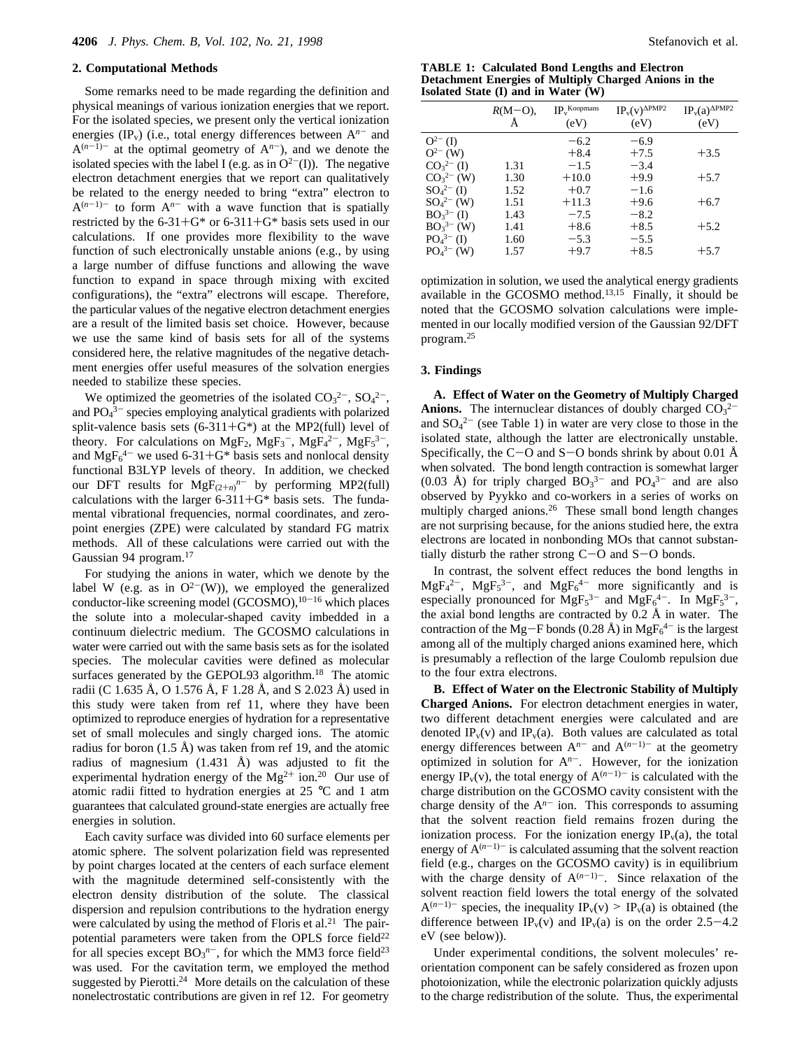## 2. Computational Methods

Some remarks need to be made regarding the definition and physical meanings of various ionization energies that we report. For the isolated species, we present only the vertical ionization energies ($IP_v$) (i.e., total energy differences between $A^{n-}$ and $A^{(n-1)-}$ at the optimal geometry of $A^{n-}$), and we denote the isolated species with the label I (e.g. as in $O^{2-}$(I)). The negative electron detachment energies that we report can qualitatively be related to the energy needed to bring "extra" electron to $A^{(n-1)-}$ to form $A^{n-}$ with a wave function that is spatially restricted by the 6-31+G* or 6-311+G* basis sets used in our calculations. If one provides more flexibility to the wave function of such electronically unstable anions (e.g., by using a large number of diffuse functions and allowing the wave function to expand in space through mixing with excited configurations), the "extra" electrons will escape. Therefore, the particular values of the negative electron detachment energies are a result of the limited basis set choice. However, because we use the same kind of basis sets for all of the systems considered here, the relative magnitudes of the negative detachment energies offer useful measures of the solvation energies needed to stabilize these species.

We optimized the geometries of the isolated $CO_3^{2-}$, $SO_4^{2-}$, and $PO_4^{3-}$ species employing analytical gradients with polarized split-valence basis sets (6-311+G*) at the MP2(full) level of theory. For calculations on $MgF_2$, $MgF_3^-$, $MgF_4^{2-}$, $MgF_5^{3-}$, and $MgF_6^{4-}$ we used 6-31+G* basis sets and nonlocal density functional B3LYP levels of theory. In addition, we checked our DFT results for $MgF_{(2+n)}^{n-}$ by performing MP2(full) calculations with the larger 6-311+G* basis sets. The fundamental vibrational frequencies, normal coordinates, and zero-point energies (ZPE) were calculated by standard FG matrix methods. All of these calculations were carried out with the Gaussian 94 program.[17]

For studying the anions in water, which we denote by the label W (e.g. as in $O^{2-}$(W)), we employed the generalized conductor-like screening model (GCOSMO),[10-16] which places the solute into a molecular-shaped cavity imbedded in a continuum dielectric medium. The GCOSMO calculations in water were carried out with the same basis sets as for the isolated species. The molecular cavities were defined as molecular surfaces generated by the GEPOL93 algorithm.[18] The atomic radii (C 1.635 Å, O 1.576 Å, F 1.28 Å, and S 2.023 Å) used in this study were taken from ref 11, where they have been optimized to reproduce energies of hydration for a representative set of small molecules and singly charged ions. The atomic radius for boron (1.5 Å) was taken from ref 19, and the atomic radius of magnesium (1.431 Å) was adjusted to fit the experimental hydration energy of the $Mg^{2+}$ ion.[20] Our use of atomic radii fitted to hydration energies at 25 °C and 1 atm guarantees that calculated ground-state energies are actually free energies in solution.

Each cavity surface was divided into 60 surface elements per atomic sphere. The solvent polarization field was represented by point charges located at the centers of each surface element with the magnitude determined self-consistently with the electron density distribution of the solute. The classical dispersion and repulsion contributions to the hydration energy were calculated by using the method of Floris et al.[21] The pair-potential parameters were taken from the OPLS force field[22] for all species except $BO_3^{n-}$, for which the MM3 force field[23] was used. For the cavitation term, we employed the method suggested by Pierotti.[24] More details on the calculation of these nonelectrostatic contributions are given in ref 12. For geometry optimization in solution, we used the analytical energy gradients available in the GCOSMO method.[13,15] Finally, it should be noted that the GCOSMO solvation calculations were implemented in our locally modified version of the Gaussian 92/DFT program.[25]

**TABLE 1: Calculated Bond Lengths and Electron Detachment Energies of Multiply Charged Anions in the Isolated State (I) and in Water (W)**

| | $R$(M−O), Å | $IP_v^{Koopmans}$ (eV) | $IP_v(v)^{\Delta PMP2}$ (eV) | $IP_v(a)^{\Delta PMP2}$ (eV) |
|---|---|---|---|---|
| $O^{2-}$ (I) | | −6.2 | −6.9 | |
| $O^{2-}$ (W) | | +8.4 | +7.5 | +3.5 |
| $CO_3^{2-}$ (I) | 1.31 | −1.5 | −3.4 | |
| $CO_3^{2-}$ (W) | 1.30 | +10.0 | +9.9 | +5.7 |
| $SO_4^{2-}$ (I) | 1.52 | +0.7 | −1.6 | |
| $SO_4^{2-}$ (W) | 1.51 | +11.3 | +9.6 | +6.7 |
| $BO_3^{3-}$ (I) | 1.43 | −7.5 | −8.2 | |
| $BO_3^{3-}$ (W) | 1.41 | +8.6 | +8.5 | +5.2 |
| $PO_4^{3-}$ (I) | 1.60 | −5.3 | −5.5 | |
| $PO_4^{3-}$ (W) | 1.57 | +9.7 | +8.5 | +5.7 |

## 3. Findings

**A. Effect of Water on the Geometry of Multiply Charged Anions.** The internuclear distances of doubly charged $CO_3^{2-}$ and $SO_4^{2-}$ (see Table 1) in water are very close to those in the isolated state, although the latter are electronically unstable. Specifically, the C−O and S−O bonds shrink by about 0.01 Å when solvated. The bond length contraction is somewhat larger (0.03 Å) for triply charged $BO_3^{3-}$ and $PO_4^{3-}$ and are also observed by Pyykko and co-workers in a series of works on multiply charged anions.[26] These small bond length changes are not surprising because, for the anions studied here, the extra electrons are located in nonbonding MOs that cannot substantially disturb the rather strong C−O and S−O bonds.

In contrast, the solvent effect reduces the bond lengths in $MgF_4^{2-}$, $MgF_5^{3-}$, and $MgF_6^{4-}$ more significantly and is especially pronounced for $MgF_5^{3-}$ and $MgF_6^{4-}$. In $MgF_5^{3-}$, the axial bond lengths are contracted by 0.2 Å in water. The contraction of the Mg−F bonds (0.28 Å) in $MgF_6^{4-}$ is the largest among all of the multiply charged anions examined here, which is presumably a reflection of the large Coulomb repulsion due to the four extra electrons.

**B. Effect of Water on the Electronic Stability of Multiply Charged Anions.** For electron detachment energies in water, two different detachment energies were calculated and are denoted $IP_v(v)$ and $IP_v(a)$. Both values are calculated as total energy differences between $A^{n-}$ and $A^{(n-1)-}$ at the geometry optimized in solution for $A^{n-}$. However, for the ionization energy $IP_v(v)$, the total energy of $A^{(n-1)-}$ is calculated with the charge distribution on the GCOSMO cavity consistent with the charge density of the $A^{n-}$ ion. This corresponds to assuming that the solvent reaction field remains frozen during the ionization process. For the ionization energy $IP_v(a)$, the total energy of $A^{(n-1)-}$ is calculated assuming that the solvent reaction field (e.g., charges on the GCOSMO cavity) is in equilibrium with the charge density of $A^{(n-1)-}$. Since relaxation of the solvent reaction field lowers the total energy of the solvated $A^{(n-1)-}$ species, the inequality $IP_v(v) > IP_v(a)$ is obtained (the difference between $IP_v(v)$ and $IP_v(a)$ is on the order 2.5−4.2 eV (see below)).

Under experimental conditions, the solvent molecules' reorientation component can be safely considered as frozen upon photoionization, while the electronic polarization quickly adjusts to the charge redistribution of the solute. Thus, the experimental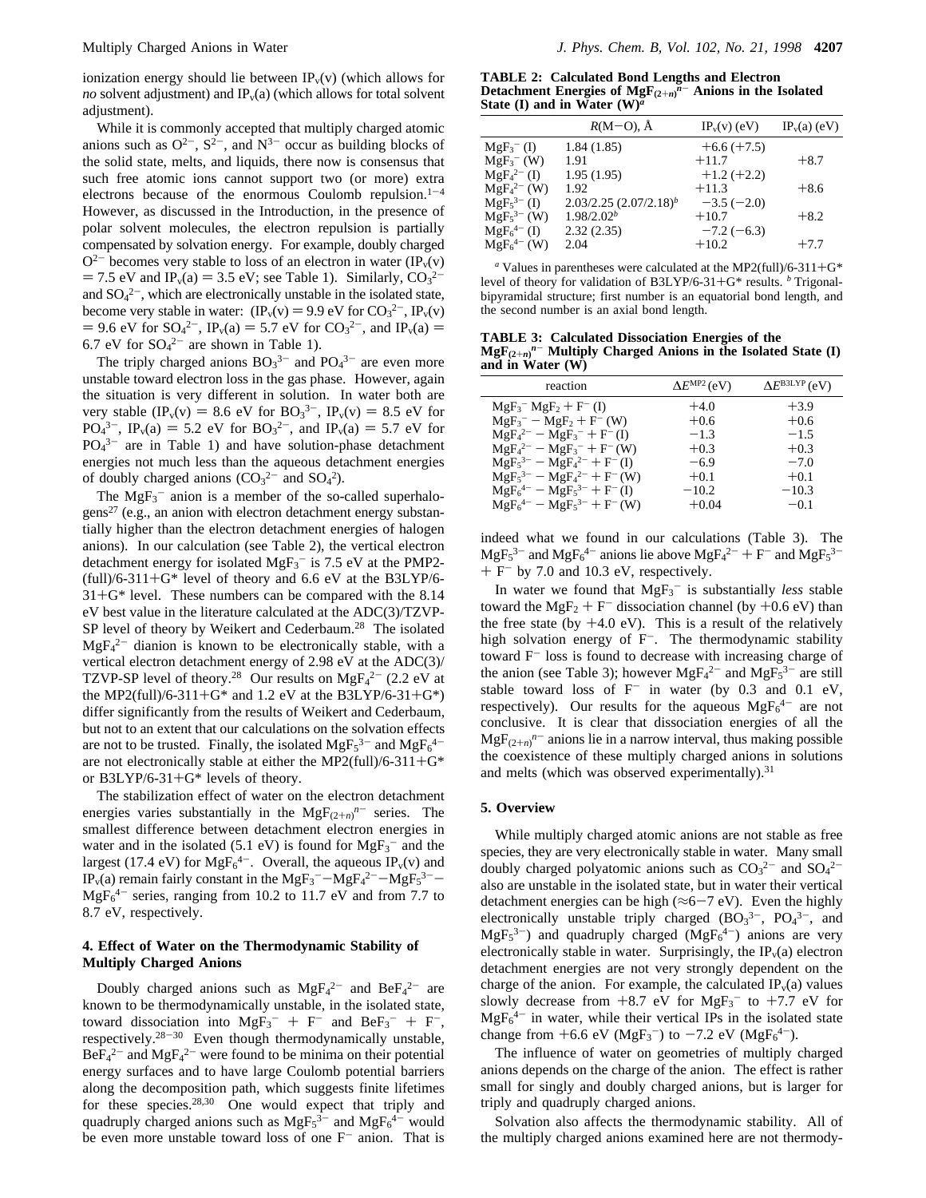ionization energy should lie between $IP_v(v)$ (which allows for *no* solvent adjustment) and $IP_v(a)$ (which allows for total solvent adjustment).

While it is commonly accepted that multiply charged atomic anions such as $O^{2-}$, $S^{2-}$, and $N^{3-}$ occur as building blocks of the solid state, melts, and liquids, there now is consensus that such free atomic ions cannot support two (or more) extra electrons because of the enormous Coulomb repulsion.[1-4] However, as discussed in the Introduction, in the presence of polar solvent molecules, the electron repulsion is partially compensated by solvation energy. For example, doubly charged $O^{2-}$ becomes very stable to loss of an electron in water ($IP_v(v) = 7.5$ eV and $IP_v(a) = 3.5$ eV; see Table 1). Similarly, $CO_3^{2-}$ and $SO_4^{2-}$, which are electronically unstable in the isolated state, become very stable in water: ($IP_v(v) = 9.9$ eV for $CO_3^{2-}$, $IP_v(v) = 9.6$ eV for $SO_4^{2-}$, $IP_v(a) = 5.7$ eV for $CO_3^{2-}$, and $IP_v(a) = 6.7$ eV for $SO_4^{2-}$ are shown in Table 1).

The triply charged anions $BO_3^{3-}$ and $PO_4^{3-}$ are even more unstable toward electron loss in the gas phase. However, again the situation is very different in solution. In water both are very stable ($IP_v(v) = 8.6$ eV for $BO_3^{3-}$, $IP_v(v) = 8.5$ eV for $PO_4^{3-}$, $IP_v(a) = 5.2$ eV for $BO_3^{2-}$, and $IP_v(a) = 5.7$ eV for $PO_4^{3-}$ are in Table 1) and have solution-phase detachment energies not much less than the aqueous detachment energies of doubly charged anions ($CO_3^{2-}$ and $SO_4^{2}$).

The $MgF_3^-$ anion is a member of the so-called superhalogens[27] (e.g., an anion with electron detachment energy substantially higher than the electron detachment energies of halogen anions). In our calculation (see Table 2), the vertical electron detachment energy for isolated $MgF_3^-$ is 7.5 eV at the PMP2-(full)/6-311+G* level of theory and 6.6 eV at the B3LYP/6-31+G* level. These numbers can be compared with the 8.14 eV best value in the literature calculated at the ADC(3)/TZVP-SP level of theory by Weikert and Cederbaum.[28] The isolated $MgF_4^{2-}$ dianion is known to be electronically stable, with a vertical electron detachment energy of 2.98 eV at the ADC(3)/TZVP-SP level of theory.[28] Our results on $MgF_4^{2-}$ (2.2 eV at the MP2(full)/6-311+G* and 1.2 eV at the B3LYP/6-31+G*) differ significantly from the results of Weikert and Cederbaum, but not to an extent that our calculations on the solvation effects are not to be trusted. Finally, the isolated $MgF_5^{3-}$ and $MgF_6^{4-}$ are not electronically stable at either the MP2(full)/6-311+G* or B3LYP/6-31+G* levels of theory.

The stabilization effect of water on the electron detachment energies varies substantially in the $MgF_{(2+n)}^{n-}$ series. The smallest difference between detachment electron energies in water and in the isolated (5.1 eV) is found for $MgF_3^-$ and the largest (17.4 eV) for $MgF_6^{4-}$. Overall, the aqueous $IP_v(v)$ and $IP_v(a)$ remain fairly constant in the $MgF_3^-$–$MgF_4^{2-}$–$MgF_5^{3-}$–$MgF_6^{4-}$ series, ranging from 10.2 to 11.7 eV and from 7.7 to 8.7 eV, respectively.

## 4. Effect of Water on the Thermodynamic Stability of Multiply Charged Anions

Doubly charged anions such as $MgF_4^{2-}$ and $BeF_4^{2-}$ are known to be thermodynamically unstable, in the isolated state, toward dissociation into $MgF_3^- + F^-$ and $BeF_3^- + F^-$, respectively.[28-30] Even though thermodynamically unstable, $BeF_4^{2-}$ and $MgF_4^{2-}$ were found to be minima on their potential energy surfaces and to have large Coulomb potential barriers along the decomposition path, which suggests finite lifetimes for these species.[28,30] One would expect that triply and quadruply charged anions such as $MgF_5^{3-}$ and $MgF_6^{4-}$ would be even more unstable toward loss of one $F^-$ anion. That is

**TABLE 2: Calculated Bond Lengths and Electron Detachment Energies of $MgF_{(2+n)}^{n-}$ Anions in the Isolated State (I) and in Water (W)**[a]

| | $R$(M–O), Å | $IP_v(v)$ (eV) | $IP_v(a)$ (eV) |
|---|---|---|---|
| $MgF_3^-$ (I) | 1.84 (1.85) | +6.6 (+7.5) | |
| $MgF_3^-$ (W) | 1.91 | +11.7 | +8.7 |
| $MgF_4^{2-}$ (I) | 1.95 (1.95) | +1.2 (+2.2) | |
| $MgF_4^{2-}$ (W) | 1.92 | +11.3 | +8.6 |
| $MgF_5^{3-}$ (I) | 2.03/2.25 (2.07/2.18)[b] | −3.5 (−2.0) | |
| $MgF_5^{3-}$ (W) | 1.98/2.02[b] | +10.7 | +8.2 |
| $MgF_6^{4-}$ (I) | 2.32 (2.35) | −7.2 (−6.3) | |
| $MgF_6^{4-}$ (W) | 2.04 | +10.2 | +7.7 |

[a] Values in parentheses were calculated at the MP2(full)/6-311+G* level of theory for validation of B3LYP/6-31+G* results. [b] Trigonal-bipyramidal structure; first number is an equatorial bond length, and the second number is an axial bond length.

**TABLE 3: Calculated Dissociation Energies of the $MgF_{(2+n)}^{n-}$ Multiply Charged Anions in the Isolated State (I) and in Water (W)**

| reaction | $\Delta E^{MP2}$ (eV) | $\Delta E^{B3LYP}$ (eV) |
|---|---|---|
| $MgF_3^-$ $MgF_2 + F^-$ (I) | +4.0 | +3.9 |
| $MgF_3^- - MgF_2 + F^-$ (W) | +0.6 | +0.6 |
| $MgF_4^{2-} - MgF_3^- + F^-$ (I) | −1.3 | −1.5 |
| $MgF_4^{2-} - MgF_3^- + F^-$ (W) | +0.3 | +0.3 |
| $MgF_5^{3-} - MgF_4^{2-} + F^-$ (I) | −6.9 | −7.0 |
| $MgF_5^{3-} - MgF_4^{2-} + F^-$ (W) | +0.1 | +0.1 |
| $MgF_6^{4-} - MgF_5^{3-} + F^-$ (I) | −10.2 | −10.3 |
| $MgF_6^{4-} - MgF_5^{3-} + F^-$ (W) | +0.04 | −0.1 |

indeed what we found in our calculations (Table 3). The $MgF_5^{3-}$ and $MgF_6^{4-}$ anions lie above $MgF_4^{2-} + F^-$ and $MgF_5^{3-} + F^-$ by 7.0 and 10.3 eV, respectively.

In water we found that $MgF_3^-$ is substantially *less* stable toward the $MgF_2 + F^-$ dissociation channel (by +0.6 eV) than the free state (by +4.0 eV). This is a result of the relatively high solvation energy of $F^-$. The thermodynamic stability toward $F^-$ loss is found to decrease with increasing charge of the anion (see Table 3); however $MgF_4^{2-}$ and $MgF_5^{3-}$ are still stable toward loss of $F^-$ in water (by 0.3 and 0.1 eV, respectively). Our results for the aqueous $MgF_6^{4-}$ are not conclusive. It is clear that dissociation energies of all the $MgF_{(2+n)}^{n-}$ anions lie in a narrow interval, thus making possible the coexistence of these multiply charged anions in solutions and melts (which was observed experimentally).[31]

## 5. Overview

While multiply charged atomic anions are not stable as free species, they are very electronically stable in water. Many small doubly charged polyatomic anions such as $CO_3^{2-}$ and $SO_4^{2-}$ also are unstable in the isolated state, but in water their vertical detachment energies can be high (≈6–7 eV). Even the highly electronically unstable triply charged ($BO_3^{3-}$, $PO_4^{3-}$, and $MgF_5^{3-}$) and quadruply charged ($MgF_6^{4-}$) anions are very electronically stable in water. Surprisingly, the $IP_v(a)$ electron detachment energies are not very strongly dependent on the charge of the anion. For example, the calculated $IP_v(a)$ values slowly decrease from +8.7 eV for $MgF_3^-$ to +7.7 eV for $MgF_6^{4-}$ in water, while their vertical IPs in the isolated state change from +6.6 eV ($MgF_3^-$) to −7.2 eV ($MgF_6^{4-}$).

The influence of water on geometries of multiply charged anions depends on the charge of the anion. The effect is rather small for singly and doubly charged anions, but is larger for triply and quadruply charged anions.

Solvation also affects the thermodynamic stability. All of the multiply charged anions examined here are not thermody-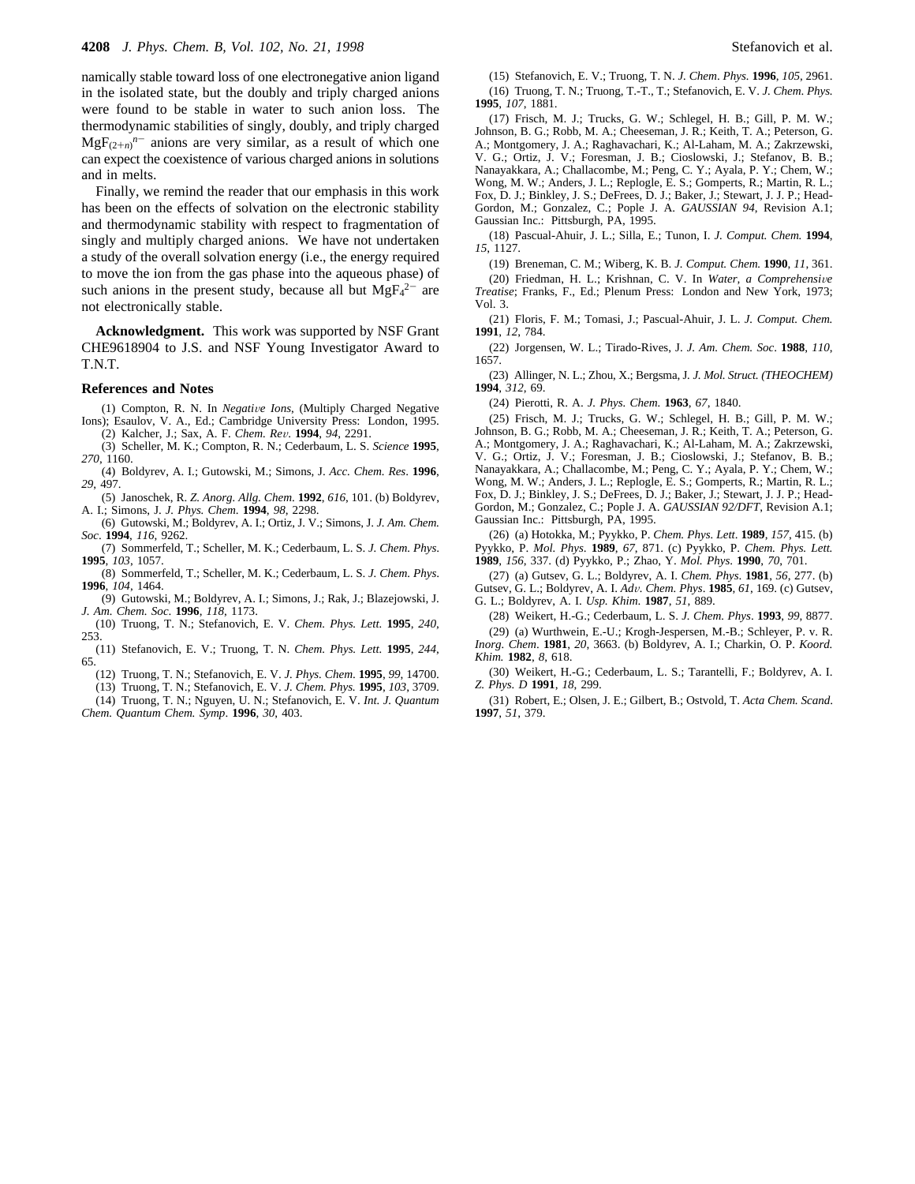namically stable toward loss of one electronegative anion ligand in the isolated state, but the doubly and triply charged anions were found to be stable in water to such anion loss. The thermodynamic stabilities of singly, doubly, and triply charged $MgF_{(2+n)}^{n-}$ anions are very similar, as a result of which one can expect the coexistence of various charged anions in solutions and in melts.

Finally, we remind the reader that our emphasis in this work has been on the effects of solvation on the electronic stability and thermodynamic stability with respect to fragmentation of singly and multiply charged anions. We have not undertaken a study of the overall solvation energy (i.e., the energy required to move the ion from the gas phase into the aqueous phase) of such anions in the present study, because all but $MgF_4^{2-}$ are not electronically stable.

**Acknowledgment.** This work was supported by NSF Grant CHE9618904 to J.S. and NSF Young Investigator Award to T.N.T.

## References and Notes

(1) Compton, R. N. In *Negative Ions*, (Multiply Charged Negative Ions); Esaulov, V. A., Ed.; Cambridge University Press: London, 1995.

(2) Kalcher, J.; Sax, A. F. *Chem. Rev.* **1994**, *94*, 2291.

(3) Scheller, M. K.; Compton, R. N.; Cederbaum, L. S. *Science* **1995**, *270*, 1160.

(4) Boldyrev, A. I.; Gutowski, M.; Simons, J. *Acc. Chem. Res*. **1996**, *29*, 497.

(5) Janoschek, R. *Z. Anorg. Allg. Chem.* **1992**, *616*, 101. (b) Boldyrev, A. I.; Simons, J. *J. Phys. Chem.* **1994**, *98*, 2298.

(6) Gutowski, M.; Boldyrev, A. I.; Ortiz, J. V.; Simons, J. *J. Am. Chem. Soc*. **1994**, *116*, 9262.

(7) Sommerfeld, T.; Scheller, M. K.; Cederbaum, L. S. *J. Chem. Phys*. **1995**, *103*, 1057.

(8) Sommerfeld, T.; Scheller, M. K.; Cederbaum, L. S. *J. Chem. Phys*. **1996**, *104*, 1464.

(9) Gutowski, M.; Boldyrev, A. I.; Simons, J.; Rak, J.; Blazejowski, J. *J. Am. Chem. Soc.* **1996**, *118*, 1173.

(10) Truong, T. N.; Stefanovich, E. V. *Chem. Phys. Lett.* **1995**, *240*, 253.

(11) Stefanovich, E. V.; Truong, T. N. *Chem. Phys. Lett.* **1995**, *244*, 65.

(12) Truong, T. N.; Stefanovich, E. V. *J. Phys. Chem*. **1995**, *99*, 14700.

(13) Truong, T. N.; Stefanovich, E. V. *J. Chem. Phys.* **1995**, *103*, 3709.

(14) Truong, T. N.; Nguyen, U. N.; Stefanovich, E. V. *Int. J. Quantum Chem. Quantum Chem. Symp*. **1996**, *30*, 403.

(15) Stefanovich, E. V.; Truong, T. N. *J. Chem. Phys.* **1996**, *105*, 2961.

(16) Truong, T. N.; Truong, T.-T., T.; Stefanovich, E. V. *J. Chem. Phys.* **1995**, *107*, 1881.

(17) Frisch, M. J.; Trucks, G. W.; Schlegel, H. B.; Gill, P. M. W.; Johnson, B. G.; Robb, M. A.; Cheeseman, J. R.; Keith, T. A.; Peterson, G. A.; Montgomery, J. A.; Raghavachari, K.; Al-Laham, M. A.; Zakrzewski, V. G.; Ortiz, J. V.; Foresman, J. B.; Cioslowski, J.; Stefanov, B. B.; Nanayakkara, A.; Challacombe, M.; Peng, C. Y.; Ayala, P. Y.; Chem, W.; Wong, M. W.; Anders, J. L.; Replogle, E. S.; Gomperts, R.; Martin, R. L.; Fox, D. J.; Binkley, J. S.; DeFrees, D. J.; Baker, J.; Stewart, J. J. P.; Head-Gordon, M.; Gonzalez, C.; Pople J. A. *GAUSSIAN 94*, Revision A.1; Gaussian Inc.: Pittsburgh, PA, 1995.

(18) Pascual-Ahuir, J. L.; Silla, E.; Tunon, I. *J. Comput. Chem.* **1994**, *15*, 1127.

(19) Breneman, C. M.; Wiberg, K. B. *J. Comput. Chem.* **1990**, *11*, 361.

(20) Friedman, H. L.; Krishnan, C. V. In *Water, a Comprehensive Treatise*; Franks, F., Ed.; Plenum Press: London and New York, 1973; Vol. 3.

(21) Floris, F. M.; Tomasi, J.; Pascual-Ahuir, J. L. *J. Comput. Chem.* **1991**, *12*, 784.

(22) Jorgensen, W. L.; Tirado-Rives, J. *J. Am. Chem. Soc*. **1988**, *110*, 1657.

(23) Allinger, N. L.; Zhou, X.; Bergsma, J. *J. Mol. Struct. (THEOCHEM)* **1994**, *312*, 69.

(24) Pierotti, R. A. *J. Phys. Chem.* **1963**, *67*, 1840.

(25) Frisch, M. J.; Trucks, G. W.; Schlegel, H. B.; Gill, P. M. W.; Johnson, B. G.; Robb, M. A.; Cheeseman, J. R.; Keith, T. A.; Peterson, G. A.; Montgomery, J. A.; Raghavachari, K.; Al-Laham, M. A.; Zakrzewski, V. G.; Ortiz, J. V.; Foresman, J. B.; Cioslowski, J.; Stefanov, B. B.; Nanayakkara, A.; Challacombe, M.; Peng, C. Y.; Ayala, P. Y.; Chem, W.; Wong, M. W.; Anders, J. L.; Replogle, E. S.; Gomperts, R.; Martin, R. L.; Fox, D. J.; Binkley, J. S.; DeFrees, D. J.; Baker, J.; Stewart, J. J. P.; Head-Gordon, M.; Gonzalez, C.; Pople J. A. *GAUSSIAN 92/DFT*, Revision A.1; Gaussian Inc.: Pittsburgh, PA, 1995.

(26) (a) Hotokka, M.; Pyykko, P. *Chem. Phys. Lett*. **1989**, *157*, 415. (b) Pyykko, P. *Mol. Phys.* **1989**, *67*, 871. (c) Pyykko, P. *Chem. Phys. Lett.* **1989**, *156*, 337. (d) Pyykko, P.; Zhao, Y. *Mol. Phys.* **1990**, *70*, 701.

(27) (a) Gutsev, G. L.; Boldyrev, A. I. *Chem. Phys.* **1981**, *56*, 277. (b) Gutsev, G. L.; Boldyrev, A. I. *Adv. Chem. Phys*. **1985**, *61*, 169. (c) Gutsev, G. L.; Boldyrev, A. I. *Usp. Khim.* **1987**, *51*, 889.

(28) Weikert, H.-G.; Cederbaum, L. S. *J. Chem. Phys*. **1993**, *99*, 8877.

(29) (a) Wurthwein, E.-U.; Krogh-Jespersen, M.-B.; Schleyer, P. v. R. *Inorg. Chem*. **1981**, *20*, 3663. (b) Boldyrev, A. I.; Charkin, O. P. *Koord. Khim.* **1982**, *8*, 618.

(30) Weikert, H.-G.; Cederbaum, L. S.; Tarantelli, F.; Boldyrev, A. I. *Z. Phys. D* **1991**, *18*, 299.

(31) Robert, E.; Olsen, J. E.; Gilbert, B.; Ostvold, T. *Acta Chem. Scand*. **1997**, *51*, 379.